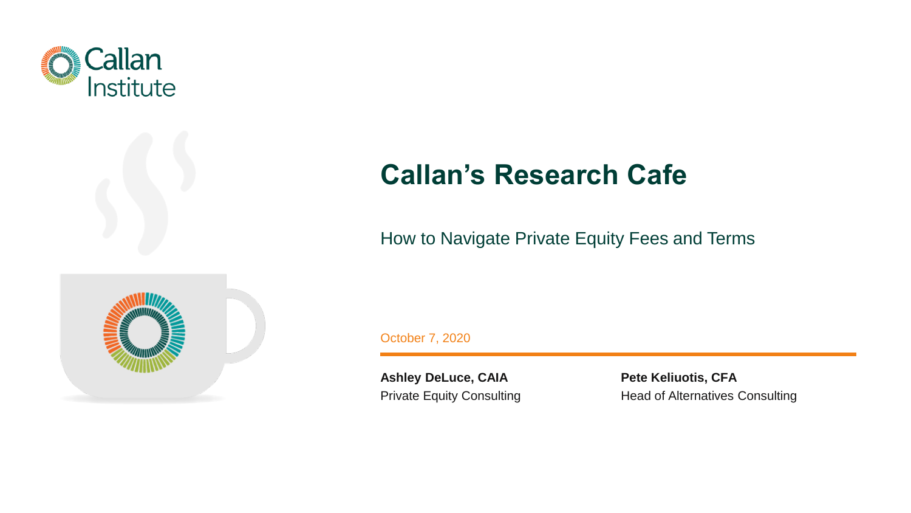Callan Institute

# Callan's Research Cafe

How to Navigate Private Equity Fees and Terms

October 7, 2020

**Ashley DeLuce, CAIA**
Private Equity Consulting

**Pete Keliuotis, CFA**
Head of Alternatives Consulting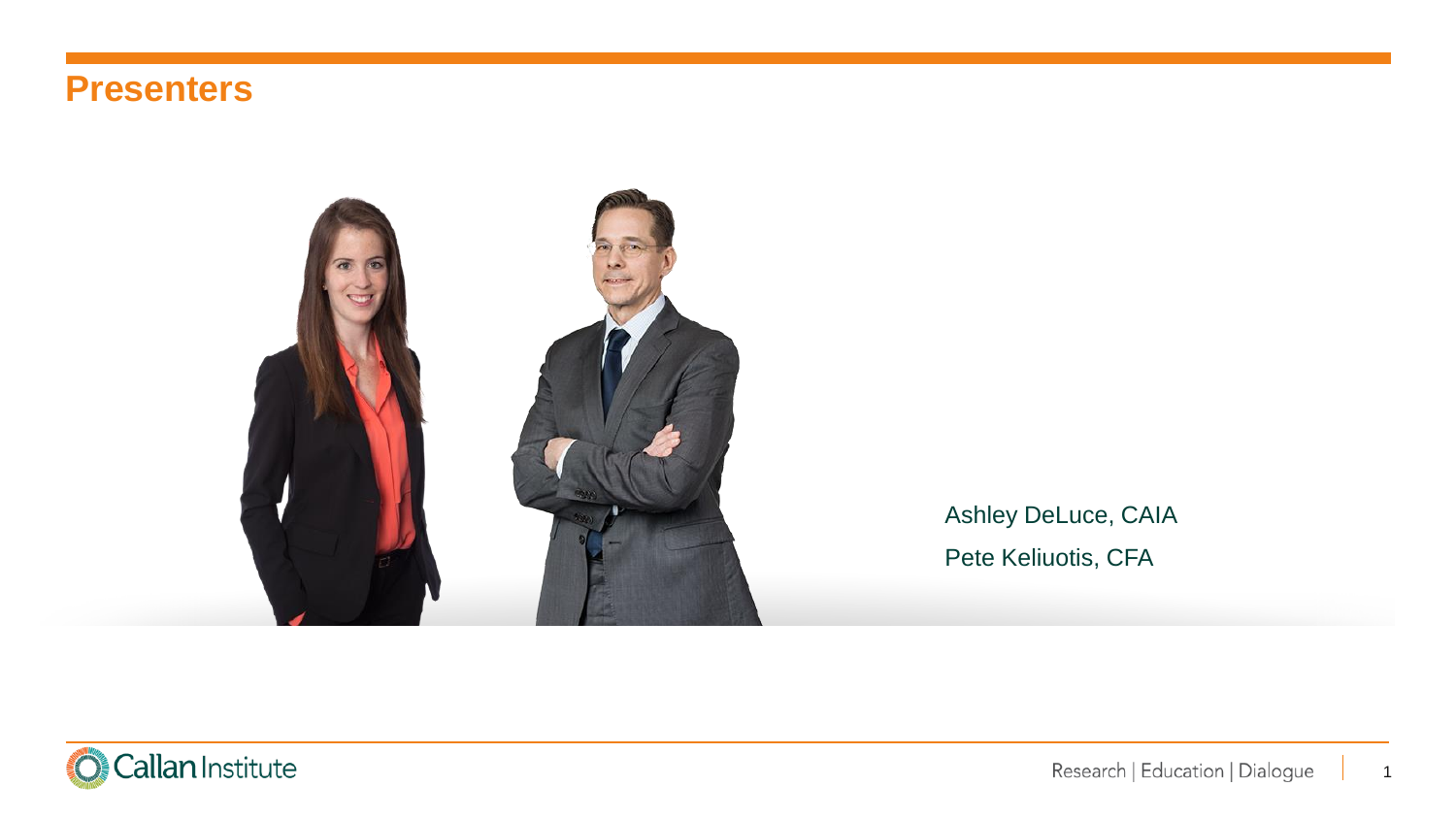# Presenters

Ashley DeLuce, CAIA

Pete Keliuotis, CFA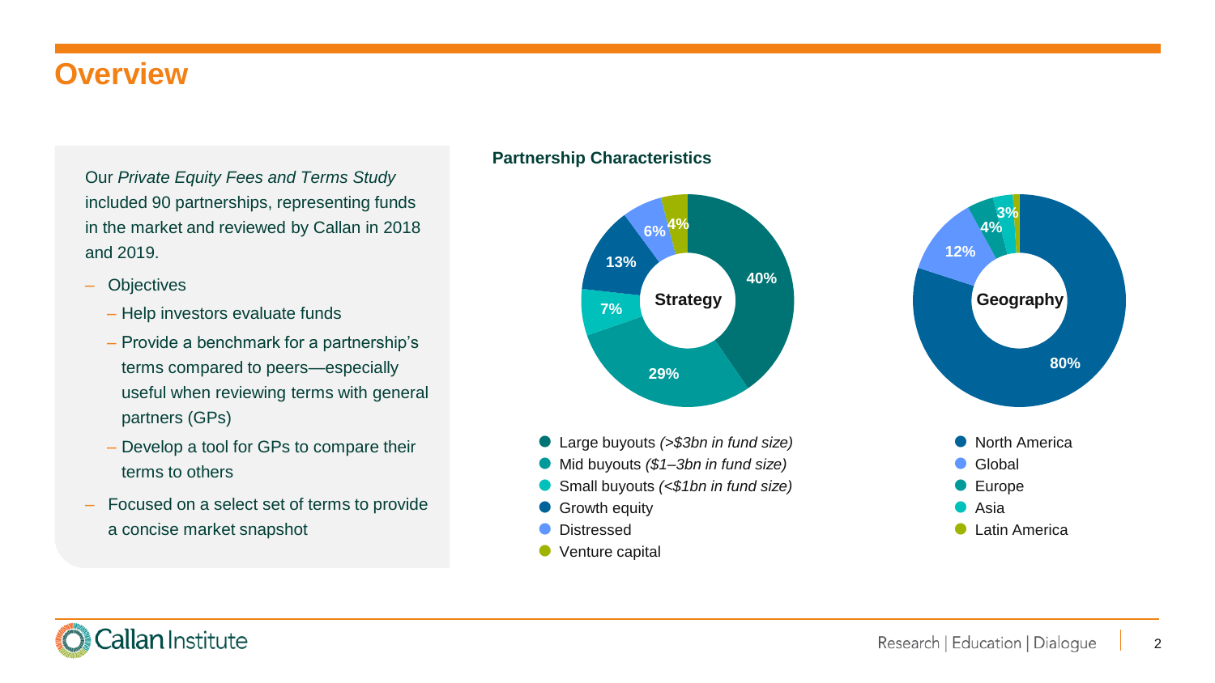# Overview

Our *Private Equity Fees and Terms Study* included 90 partnerships, representing funds in the market and reviewed by Callan in 2018 and 2019.

- Objectives
  - Help investors evaluate funds
  - Provide a benchmark for a partnership's terms compared to peers—especially useful when reviewing terms with general partners (GPs)
  - Develop a tool for GPs to compare their terms to others
- Focused on a select set of terms to provide a concise market snapshot

**Partnership Characteristics**

**Strategy**

| Strategy | % |
| --- | --- |
| Large buyouts *(>$3bn in fund size)* | 40% |
| Mid buyouts *($1–3bn in fund size)* | 29% |
| Small buyouts *(<$1bn in fund size)* | 7% |
| Growth equity | 13% |
| Distressed | 6% |
| Venture capital | 4% |

**Geography**

| Geography | % |
| --- | --- |
| North America | 80% |
| Global | 12% |
| Europe | 4% |
| Asia | 3% |
| Latin America | |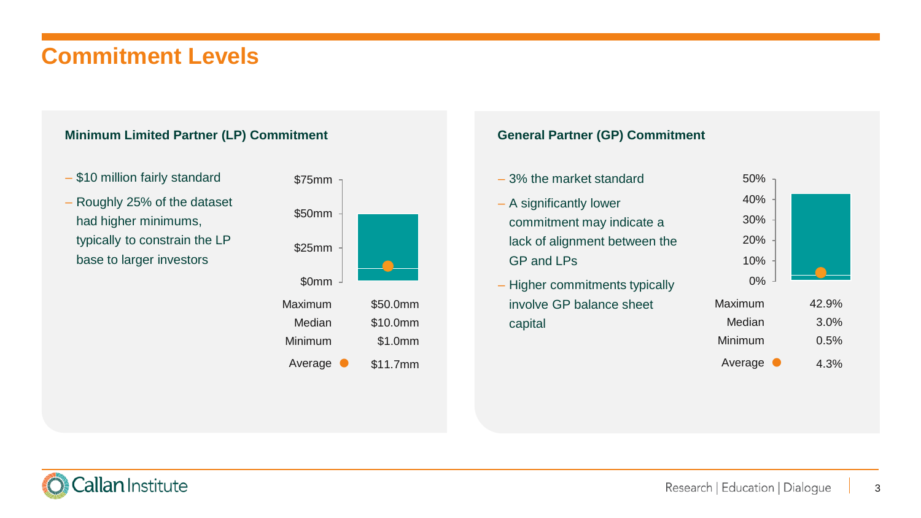# Commitment Levels

## Minimum Limited Partner (LP) Commitment

- $10 million fairly standard
- Roughly 25% of the dataset had higher minimums, typically to constrain the LP base to larger investors

| | |
|---|---|
| Maximum | $50.0mm |
| Median | $10.0mm |
| Minimum | $1.0mm |
| Average | $11.7mm |

## General Partner (GP) Commitment

- 3% the market standard
- A significantly lower commitment may indicate a lack of alignment between the GP and LPs
- Higher commitments typically involve GP balance sheet capital

| | |
|---|---|
| Maximum | 42.9% |
| Median | 3.0% |
| Minimum | 0.5% |
| Average | 4.3% |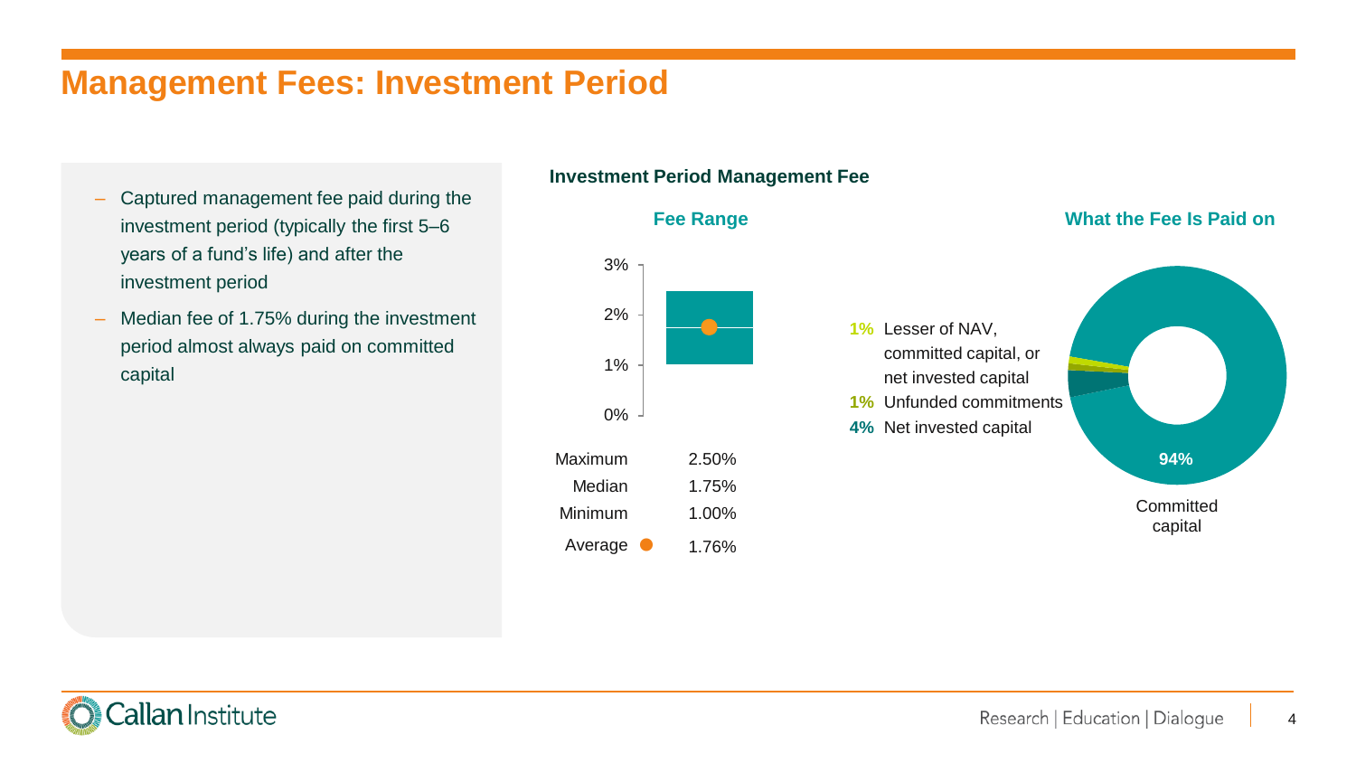# Management Fees: Investment Period

- Captured management fee paid during the investment period (typically the first 5–6 years of a fund's life) and after the investment period
- Median fee of 1.75% during the investment period almost always paid on committed capital

## Investment Period Management Fee

### Fee Range

| | |
|---|---|
| Maximum | 2.50% |
| Median | 1.75% |
| Minimum | 1.00% |
| Average | 1.76% |

### What the Fee Is Paid on

- **1%** Lesser of NAV, committed capital, or net invested capital
- **1%** Unfunded commitments
- **4%** Net invested capital
- **94%** Committed capital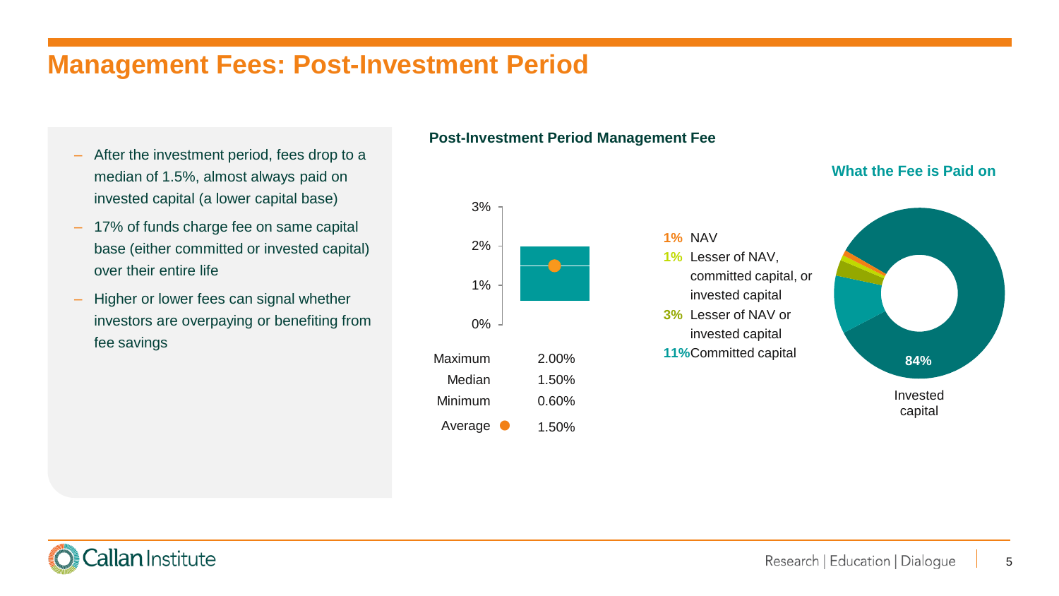# Management Fees: Post-Investment Period

- After the investment period, fees drop to a median of 1.5%, almost always paid on invested capital (a lower capital base)
- 17% of funds charge fee on same capital base (either committed or invested capital) over their entire life
- Higher or lower fees can signal whether investors are overpaying or benefiting from fee savings

## Post-Investment Period Management Fee

3%
2%
1%
0%

| | |
|---|---|
| Maximum | 2.00% |
| Median | 1.50% |
| Minimum | 0.60% |
| Average ● | 1.50% |

### What the Fee is Paid on

- **1%** NAV
- **1%** Lesser of NAV, committed capital, or invested capital
- **3%** Lesser of NAV or invested capital
- **11%** Committed capital
- **84%** Invested capital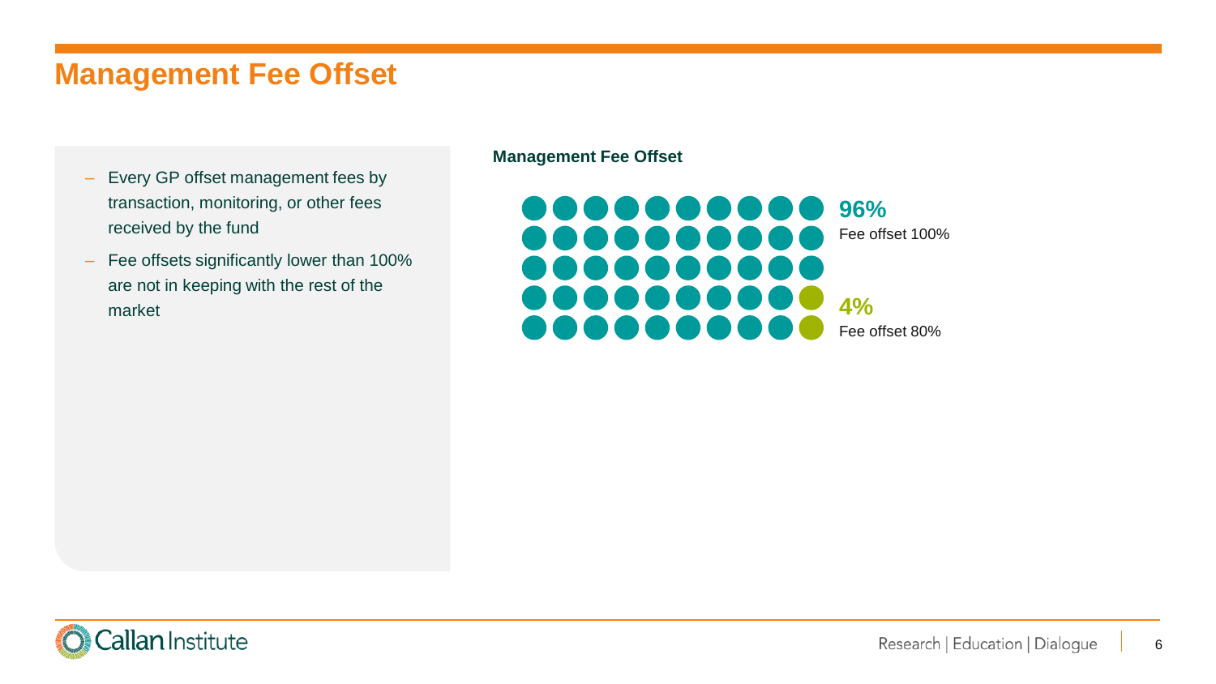# Management Fee Offset

- Every GP offset management fees by transaction, monitoring, or other fees received by the fund
- Fee offsets significantly lower than 100% are not in keeping with the rest of the market

**Management Fee Offset**

**96%**
Fee offset 100%

**4%**
Fee offset 80%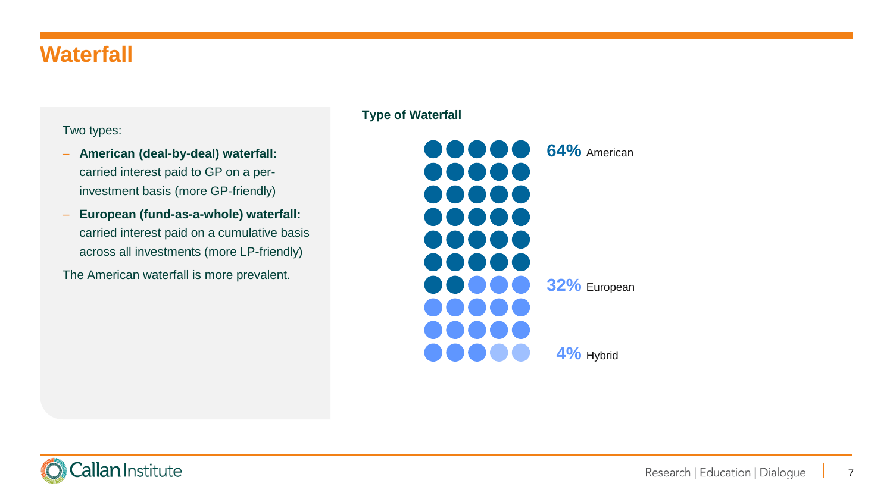# Waterfall

Two types:

- **American (deal-by-deal) waterfall:** carried interest paid to GP on a per-investment basis (more GP-friendly)
- **European (fund-as-a-whole) waterfall:** carried interest paid on a cumulative basis across all investments (more LP-friendly)

The American waterfall is more prevalent.

**Type of Waterfall**

| Type | Percentage |
| --- | --- |
| American | 64% |
| European | 32% |
| Hybrid | 4% |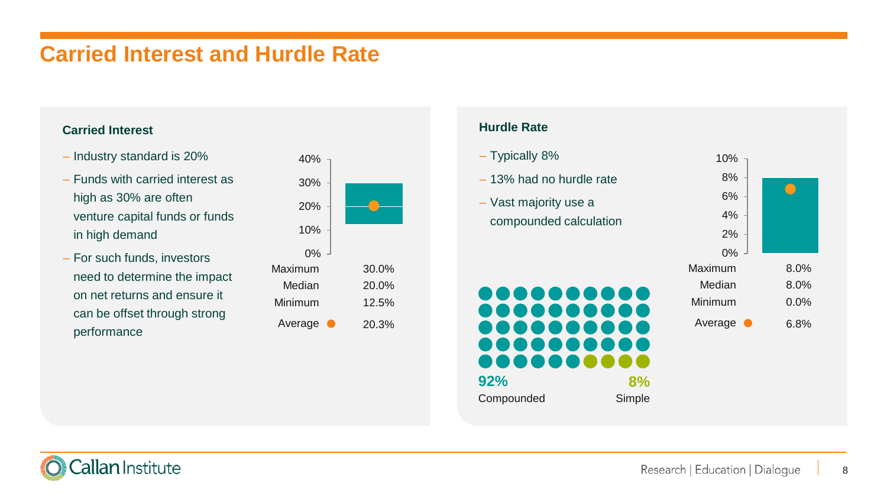# Carried Interest and Hurdle Rate

## Carried Interest

- Industry standard is 20%
- Funds with carried interest as high as 30% are often venture capital funds or funds in high demand
- For such funds, investors need to determine the impact on net returns and ensure it can be offset through strong performance

| | |
|---|---|
| Maximum | 30.0% |
| Median | 20.0% |
| Minimum | 12.5% |
| Average | 20.3% |

## Hurdle Rate

- Typically 8%
- 13% had no hurdle rate
- Vast majority use a compounded calculation

**92%** Compounded

**8%** Simple

| | |
|---|---|
| Maximum | 8.0% |
| Median | 8.0% |
| Minimum | 0.0% |
| Average | 6.8% |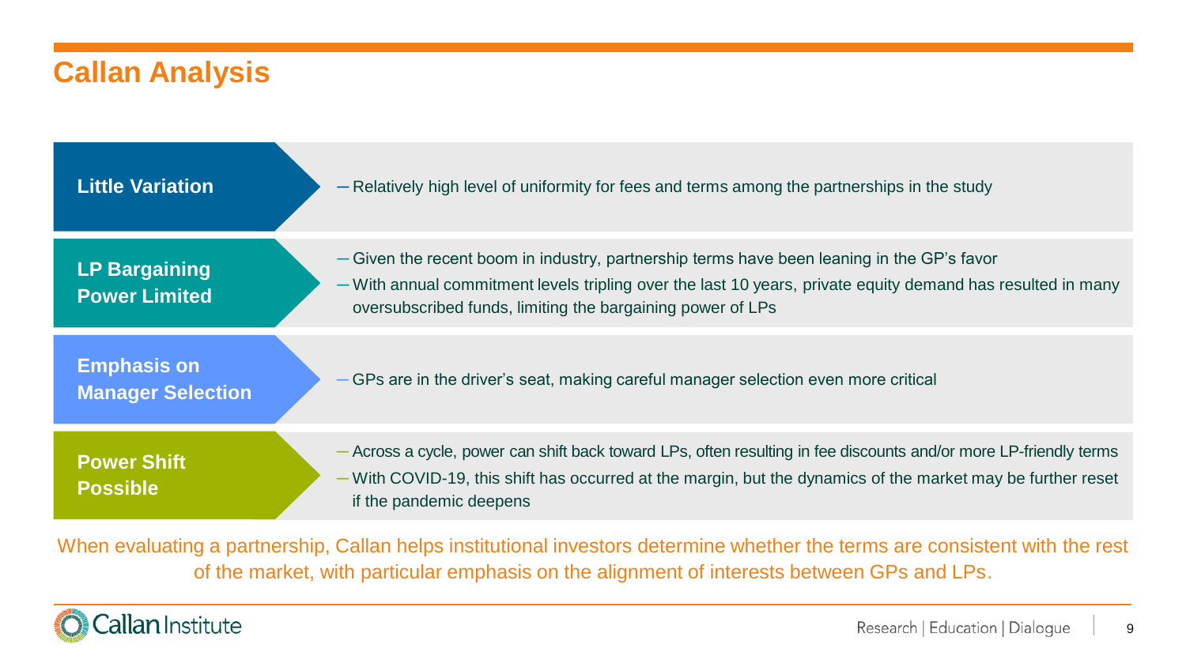# Callan Analysis

**Little Variation**

- Relatively high level of uniformity for fees and terms among the partnerships in the study

**LP Bargaining Power Limited**

- Given the recent boom in industry, partnership terms have been leaning in the GP's favor
- With annual commitment levels tripling over the last 10 years, private equity demand has resulted in many oversubscribed funds, limiting the bargaining power of LPs

**Emphasis on Manager Selection**

- GPs are in the driver's seat, making careful manager selection even more critical

**Power Shift Possible**

- Across a cycle, power can shift back toward LPs, often resulting in fee discounts and/or more LP-friendly terms
- With COVID-19, this shift has occurred at the margin, but the dynamics of the market may be further reset if the pandemic deepens

When evaluating a partnership, Callan helps institutional investors determine whether the terms are consistent with the rest of the market, with particular emphasis on the alignment of interests between GPs and LPs.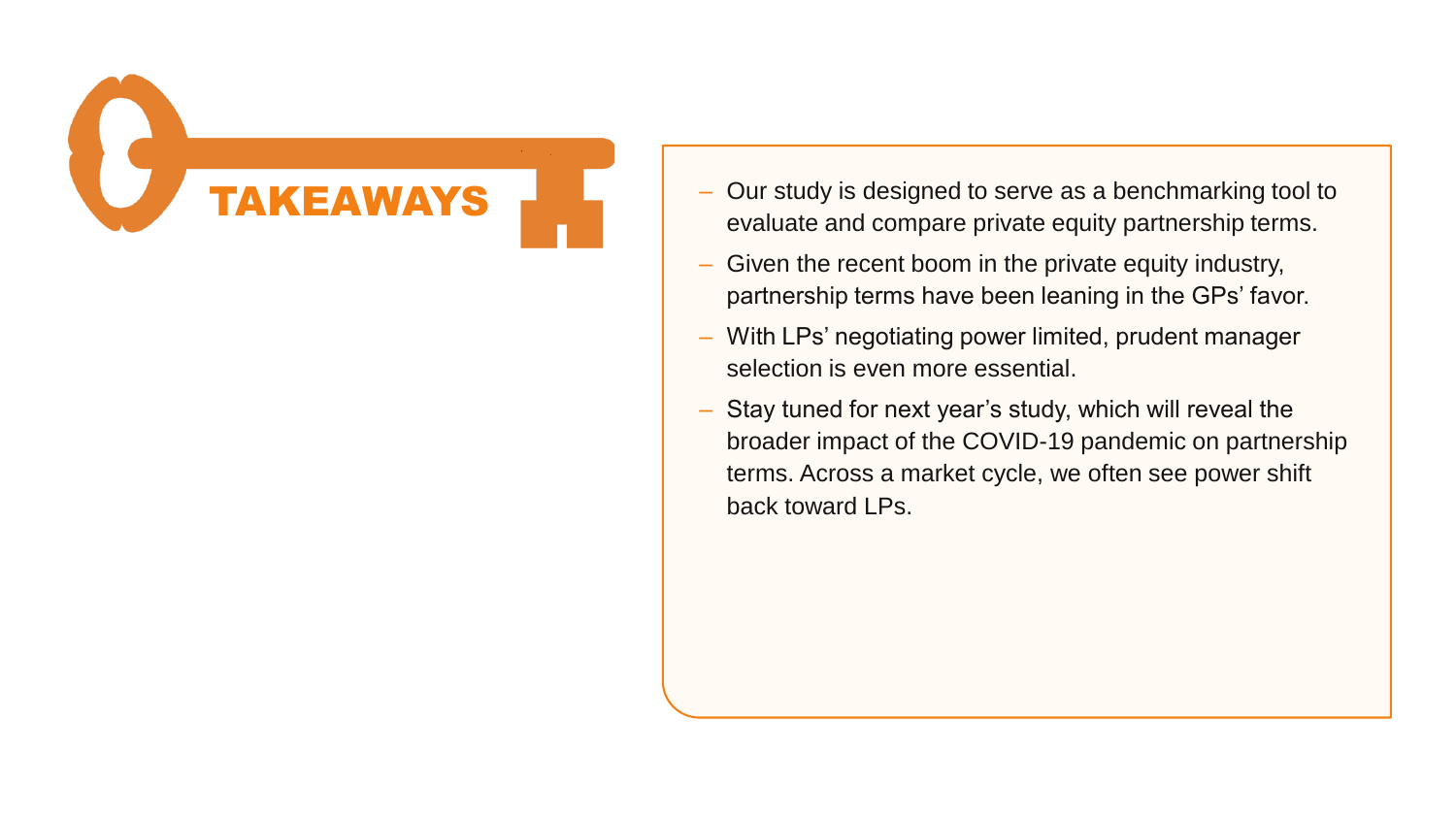# TAKEAWAYS

- Our study is designed to serve as a benchmarking tool to evaluate and compare private equity partnership terms.
- Given the recent boom in the private equity industry, partnership terms have been leaning in the GPs' favor.
- With LPs' negotiating power limited, prudent manager selection is even more essential.
- Stay tuned for next year's study, which will reveal the broader impact of the COVID-19 pandemic on partnership terms. Across a market cycle, we often see power shift back toward LPs.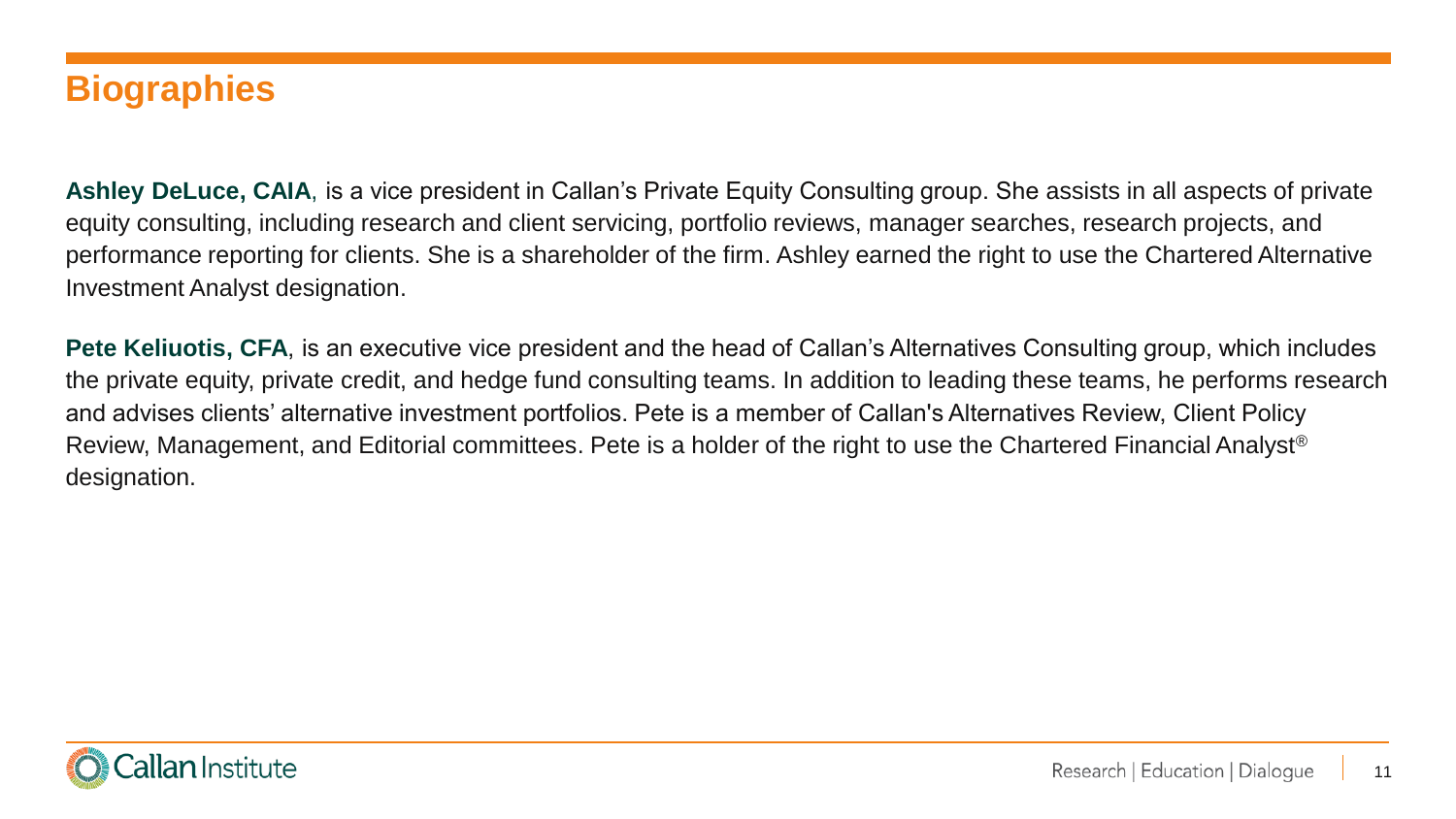# Biographies

**Ashley DeLuce, CAIA**, is a vice president in Callan's Private Equity Consulting group. She assists in all aspects of private equity consulting, including research and client servicing, portfolio reviews, manager searches, research projects, and performance reporting for clients. She is a shareholder of the firm. Ashley earned the right to use the Chartered Alternative Investment Analyst designation.

**Pete Keliuotis, CFA**, is an executive vice president and the head of Callan's Alternatives Consulting group, which includes the private equity, private credit, and hedge fund consulting teams. In addition to leading these teams, he performs research and advises clients' alternative investment portfolios. Pete is a member of Callan's Alternatives Review, Client Policy Review, Management, and Editorial committees. Pete is a holder of the right to use the Chartered Financial Analyst® designation.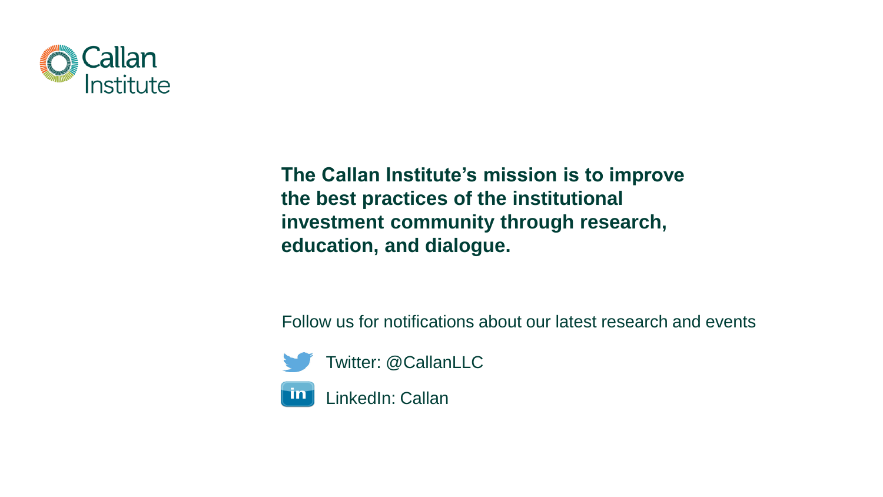Callan Institute

**The Callan Institute's mission is to improve the best practices of the institutional investment community through research, education, and dialogue.**

Follow us for notifications about our latest research and events

Twitter: @CallanLLC

LinkedIn: Callan